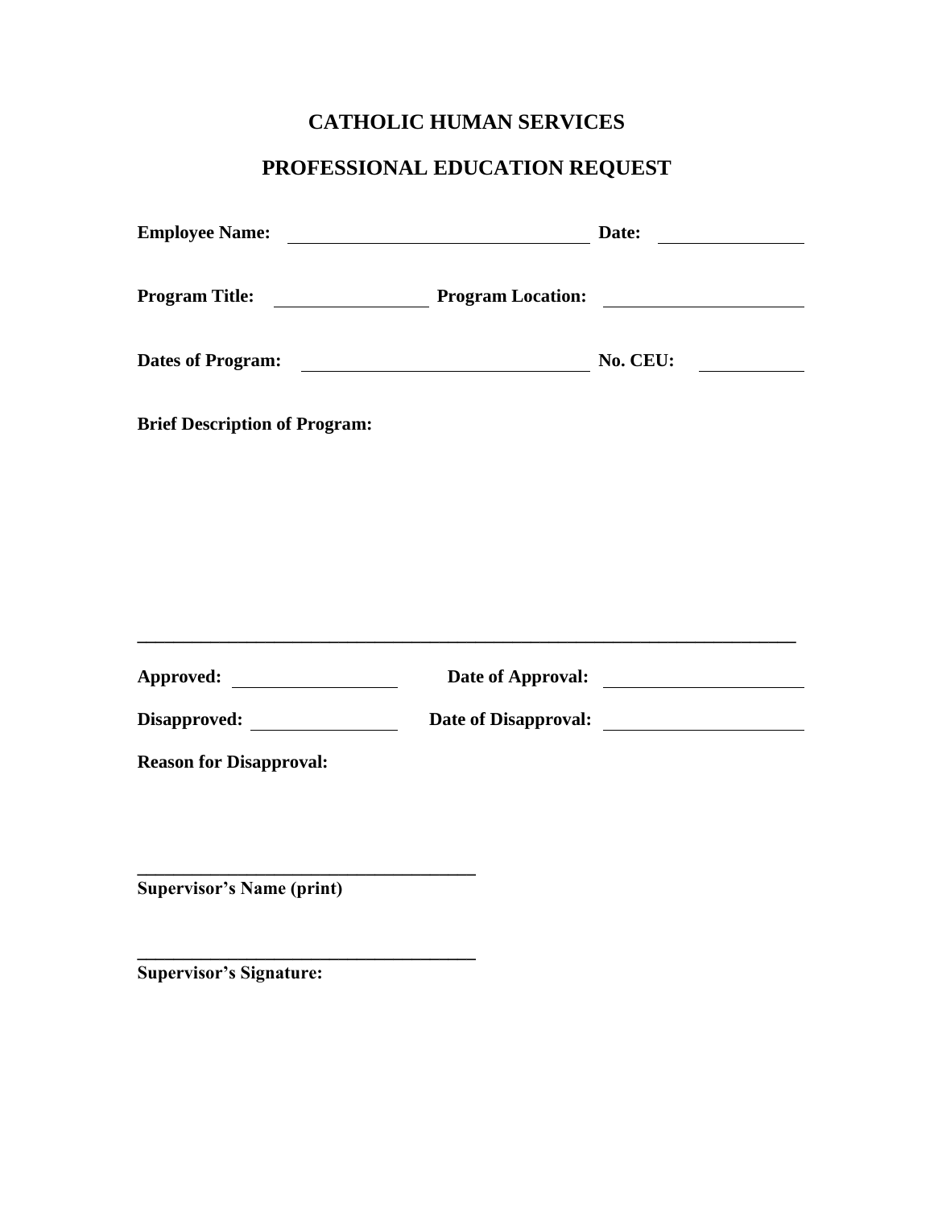# CATHOLIC HUMAN SERVICES

## PROFESSIONAL EDUCATION REQUEST

**Employee Name:** ______________________________ **Date:** ______________

**Program Title:** ______________ **Program Location:** ____________________

**Dates of Program:** ____________________________ **No. CEU:** __________

**Brief Description of Program:**

___________________________________________________________________________

**Approved:** ________________ **Date of Approval:** ____________________

**Disapproved:** ______________ **Date of Disapproval:** ____________________

**Reason for Disapproval:**

______________________________________
**Supervisor's Name (print)**

______________________________________
**Supervisor's Signature:**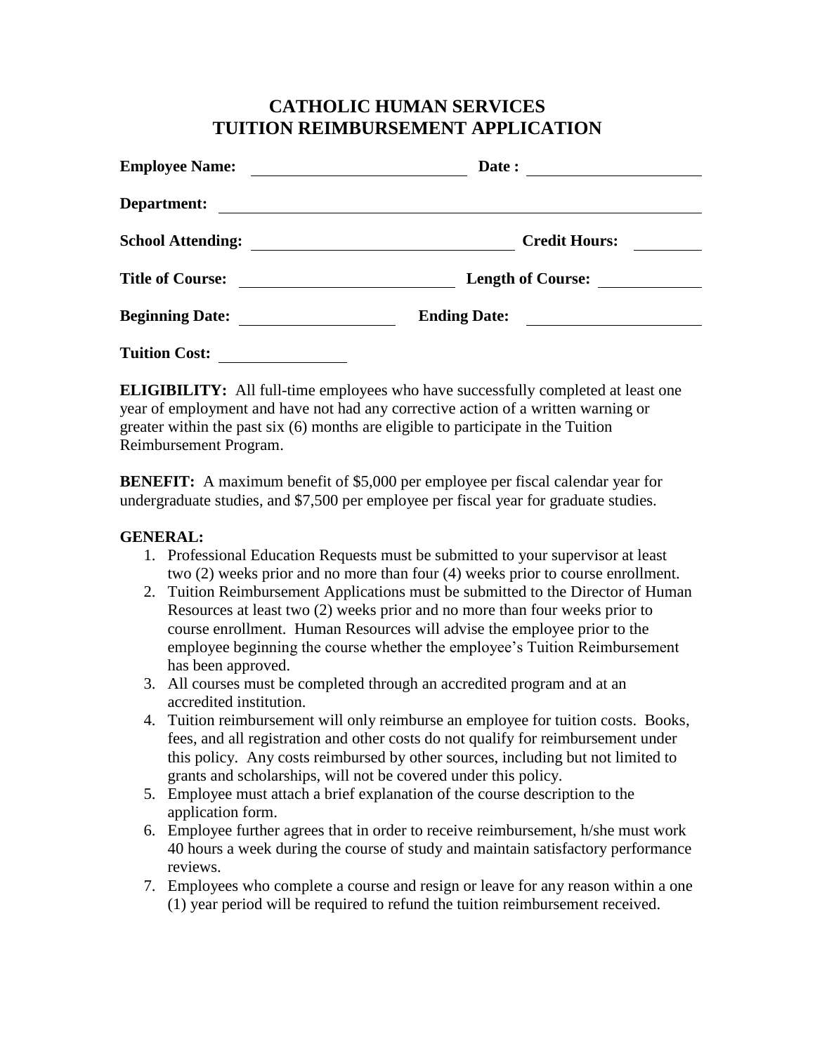# CATHOLIC HUMAN SERVICES
# TUITION REIMBURSEMENT APPLICATION

**Employee Name:** ____________________ **Date :** ____________________

**Department:** ________________________________________________

**School Attending:** ____________________ **Credit Hours:** ________

**Title of Course:** ____________________ **Length of Course:** ________

**Beginning Date:** ________________ **Ending Date:** ____________________

**Tuition Cost:** ______________

**ELIGIBILITY:** All full-time employees who have successfully completed at least one year of employment and have not had any corrective action of a written warning or greater within the past six (6) months are eligible to participate in the Tuition Reimbursement Program.

**BENEFIT:** A maximum benefit of $5,000 per employee per fiscal calendar year for undergraduate studies, and $7,500 per employee per fiscal year for graduate studies.

**GENERAL:**

1. Professional Education Requests must be submitted to your supervisor at least two (2) weeks prior and no more than four (4) weeks prior to course enrollment.
2. Tuition Reimbursement Applications must be submitted to the Director of Human Resources at least two (2) weeks prior and no more than four weeks prior to course enrollment. Human Resources will advise the employee prior to the employee beginning the course whether the employee's Tuition Reimbursement has been approved.
3. All courses must be completed through an accredited program and at an accredited institution.
4. Tuition reimbursement will only reimburse an employee for tuition costs. Books, fees, and all registration and other costs do not qualify for reimbursement under this policy. Any costs reimbursed by other sources, including but not limited to grants and scholarships, will not be covered under this policy.
5. Employee must attach a brief explanation of the course description to the application form.
6. Employee further agrees that in order to receive reimbursement, h/she must work 40 hours a week during the course of study and maintain satisfactory performance reviews.
7. Employees who complete a course and resign or leave for any reason within a one (1) year period will be required to refund the tuition reimbursement received.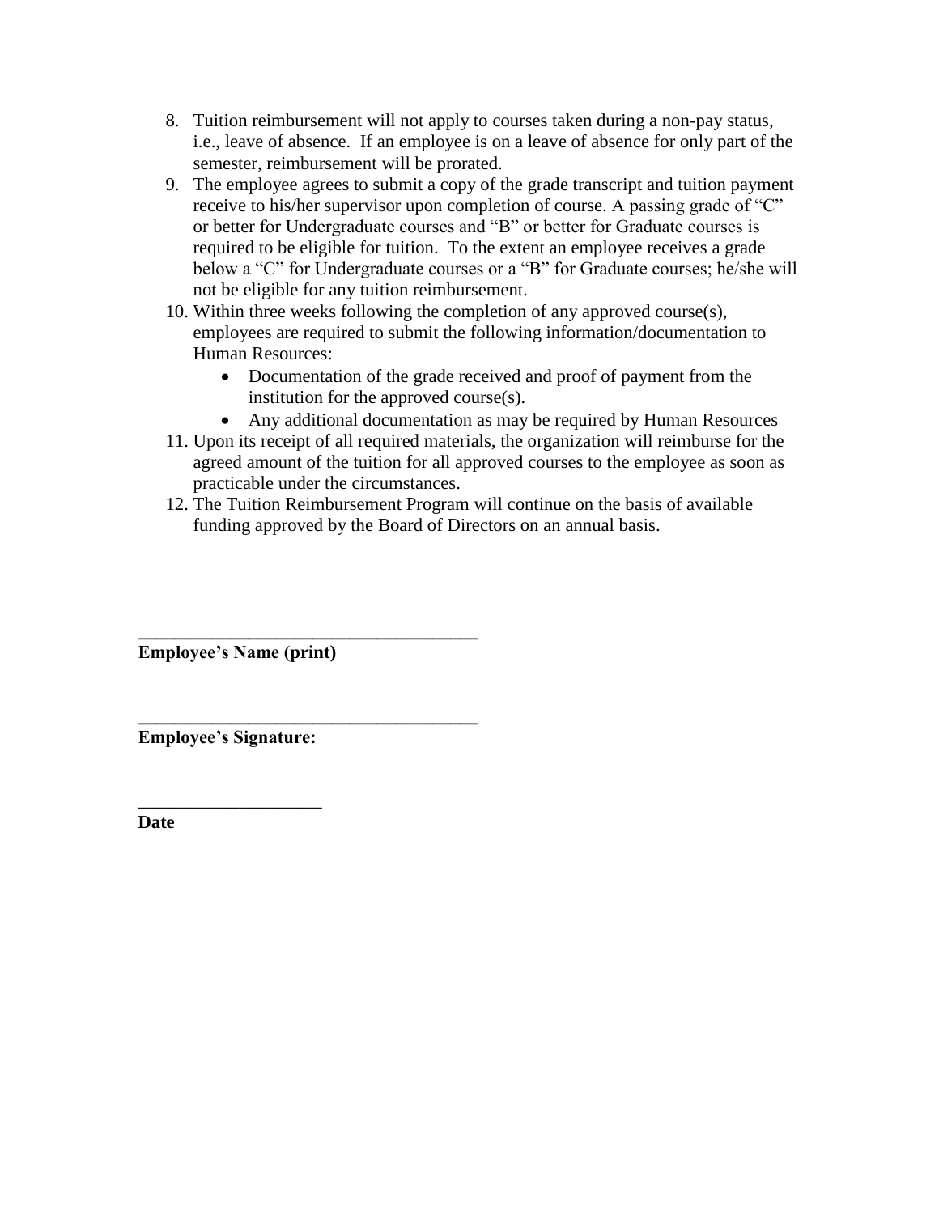8. Tuition reimbursement will not apply to courses taken during a non-pay status, i.e., leave of absence. If an employee is on a leave of absence for only part of the semester, reimbursement will be prorated.
9. The employee agrees to submit a copy of the grade transcript and tuition payment receive to his/her supervisor upon completion of course. A passing grade of "C" or better for Undergraduate courses and "B" or better for Graduate courses is required to be eligible for tuition. To the extent an employee receives a grade below a "C" for Undergraduate courses or a "B" for Graduate courses; he/she will not be eligible for any tuition reimbursement.
10. Within three weeks following the completion of any approved course(s), employees are required to submit the following information/documentation to Human Resources:
    - Documentation of the grade received and proof of payment from the institution for the approved course(s).
    - Any additional documentation as may be required by Human Resources
11. Upon its receipt of all required materials, the organization will reimburse for the agreed amount of the tuition for all approved courses to the employee as soon as practicable under the circumstances.
12. The Tuition Reimbursement Program will continue on the basis of available funding approved by the Board of Directors on an annual basis.

______________________________________
**Employee's Name (print)**

______________________________________
**Employee's Signature:**

____________________
**Date**